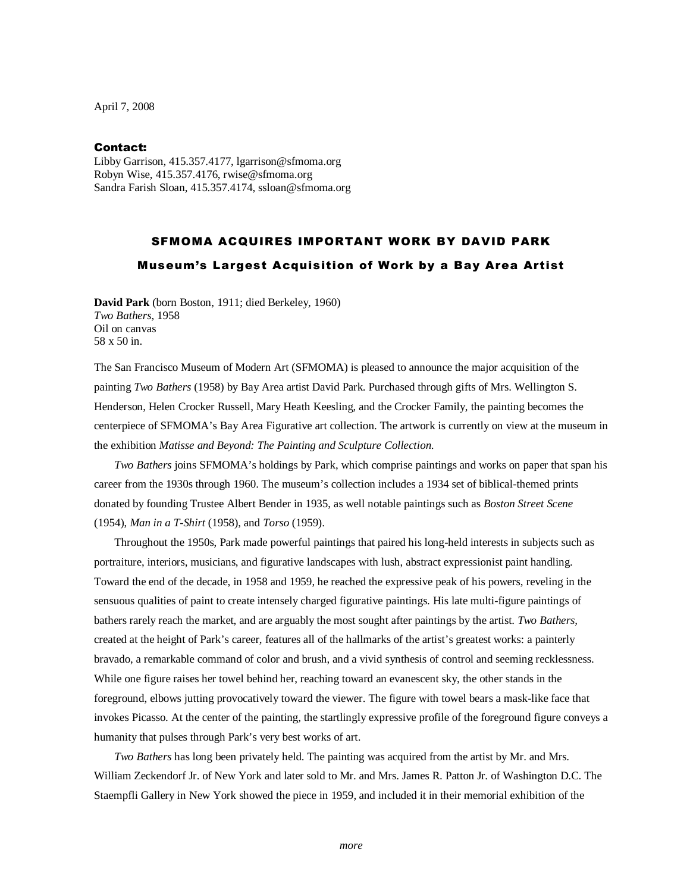April 7, 2008

**Contact:**
Libby Garrison, 415.357.4177, lgarrison@sfmoma.org
Robyn Wise, 415.357.4176, rwise@sfmoma.org
Sandra Farish Sloan, 415.357.4174, ssloan@sfmoma.org

# SFMOMA ACQUIRES IMPORTANT WORK BY DAVID PARK

## Museum's Largest Acquisition of Work by a Bay Area Artist

**David Park** (born Boston, 1911; died Berkeley, 1960)
*Two Bathers*, 1958
Oil on canvas
58 x 50 in.

The San Francisco Museum of Modern Art (SFMOMA) is pleased to announce the major acquisition of the painting *Two Bathers* (1958) by Bay Area artist David Park. Purchased through gifts of Mrs. Wellington S. Henderson, Helen Crocker Russell, Mary Heath Keesling, and the Crocker Family, the painting becomes the centerpiece of SFMOMA's Bay Area Figurative art collection. The artwork is currently on view at the museum in the exhibition *Matisse and Beyond: The Painting and Sculpture Collection.*

*Two Bathers* joins SFMOMA's holdings by Park, which comprise paintings and works on paper that span his career from the 1930s through 1960. The museum's collection includes a 1934 set of biblical-themed prints donated by founding Trustee Albert Bender in 1935, as well notable paintings such as *Boston Street Scene* (1954), *Man in a T-Shirt* (1958), and *Torso* (1959).

Throughout the 1950s, Park made powerful paintings that paired his long-held interests in subjects such as portraiture, interiors, musicians, and figurative landscapes with lush, abstract expressionist paint handling. Toward the end of the decade, in 1958 and 1959, he reached the expressive peak of his powers, reveling in the sensuous qualities of paint to create intensely charged figurative paintings. His late multi-figure paintings of bathers rarely reach the market, and are arguably the most sought after paintings by the artist. *Two Bathers*, created at the height of Park's career, features all of the hallmarks of the artist's greatest works: a painterly bravado, a remarkable command of color and brush, and a vivid synthesis of control and seeming recklessness. While one figure raises her towel behind her, reaching toward an evanescent sky, the other stands in the foreground, elbows jutting provocatively toward the viewer. The figure with towel bears a mask-like face that invokes Picasso. At the center of the painting, the startlingly expressive profile of the foreground figure conveys a humanity that pulses through Park's very best works of art.

*Two Bathers* has long been privately held. The painting was acquired from the artist by Mr. and Mrs. William Zeckendorf Jr. of New York and later sold to Mr. and Mrs. James R. Patton Jr. of Washington D.C. The Staempfli Gallery in New York showed the piece in 1959, and included it in their memorial exhibition of the

*more*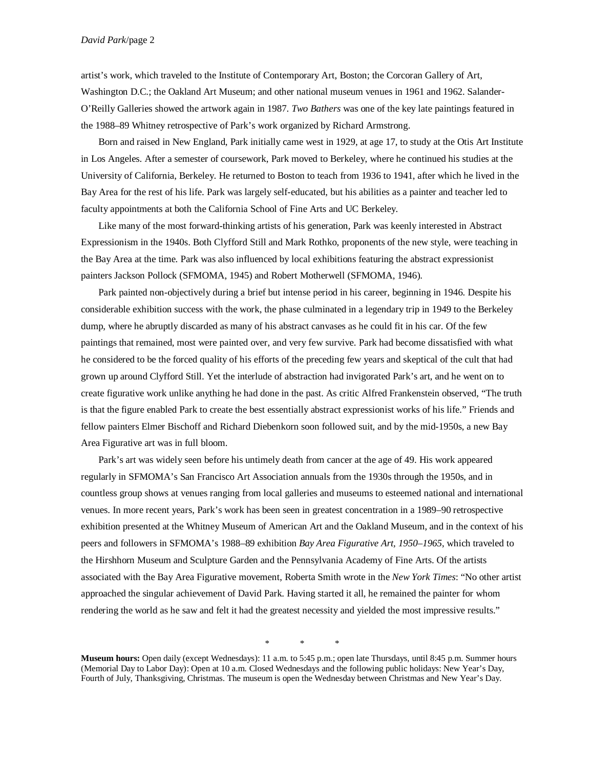artist's work, which traveled to the Institute of Contemporary Art, Boston; the Corcoran Gallery of Art, Washington D.C.; the Oakland Art Museum; and other national museum venues in 1961 and 1962. Salander-O'Reilly Galleries showed the artwork again in 1987. *Two Bathers* was one of the key late paintings featured in the 1988–89 Whitney retrospective of Park's work organized by Richard Armstrong.

Born and raised in New England, Park initially came west in 1929, at age 17, to study at the Otis Art Institute in Los Angeles. After a semester of coursework, Park moved to Berkeley, where he continued his studies at the University of California, Berkeley. He returned to Boston to teach from 1936 to 1941, after which he lived in the Bay Area for the rest of his life. Park was largely self-educated, but his abilities as a painter and teacher led to faculty appointments at both the California School of Fine Arts and UC Berkeley.

Like many of the most forward-thinking artists of his generation, Park was keenly interested in Abstract Expressionism in the 1940s. Both Clyfford Still and Mark Rothko, proponents of the new style, were teaching in the Bay Area at the time. Park was also influenced by local exhibitions featuring the abstract expressionist painters Jackson Pollock (SFMOMA, 1945) and Robert Motherwell (SFMOMA, 1946).

Park painted non-objectively during a brief but intense period in his career, beginning in 1946. Despite his considerable exhibition success with the work, the phase culminated in a legendary trip in 1949 to the Berkeley dump, where he abruptly discarded as many of his abstract canvases as he could fit in his car. Of the few paintings that remained, most were painted over, and very few survive. Park had become dissatisfied with what he considered to be the forced quality of his efforts of the preceding few years and skeptical of the cult that had grown up around Clyfford Still. Yet the interlude of abstraction had invigorated Park's art, and he went on to create figurative work unlike anything he had done in the past. As critic Alfred Frankenstein observed, "The truth is that the figure enabled Park to create the best essentially abstract expressionist works of his life." Friends and fellow painters Elmer Bischoff and Richard Diebenkorn soon followed suit, and by the mid-1950s, a new Bay Area Figurative art was in full bloom.

Park's art was widely seen before his untimely death from cancer at the age of 49. His work appeared regularly in SFMOMA's San Francisco Art Association annuals from the 1930s through the 1950s, and in countless group shows at venues ranging from local galleries and museums to esteemed national and international venues. In more recent years, Park's work has been seen in greatest concentration in a 1989–90 retrospective exhibition presented at the Whitney Museum of American Art and the Oakland Museum, and in the context of his peers and followers in SFMOMA's 1988–89 exhibition *Bay Area Figurative Art, 1950–1965*, which traveled to the Hirshhorn Museum and Sculpture Garden and the Pennsylvania Academy of Fine Arts. Of the artists associated with the Bay Area Figurative movement, Roberta Smith wrote in the *New York Times*: "No other artist approached the singular achievement of David Park. Having started it all, he remained the painter for whom rendering the world as he saw and felt it had the greatest necessity and yielded the most impressive results."

\* \* \*

**Museum hours:** Open daily (except Wednesdays): 11 a.m. to 5:45 p.m.; open late Thursdays, until 8:45 p.m. Summer hours (Memorial Day to Labor Day): Open at 10 a.m. Closed Wednesdays and the following public holidays: New Year's Day, Fourth of July, Thanksgiving, Christmas. The museum is open the Wednesday between Christmas and New Year's Day.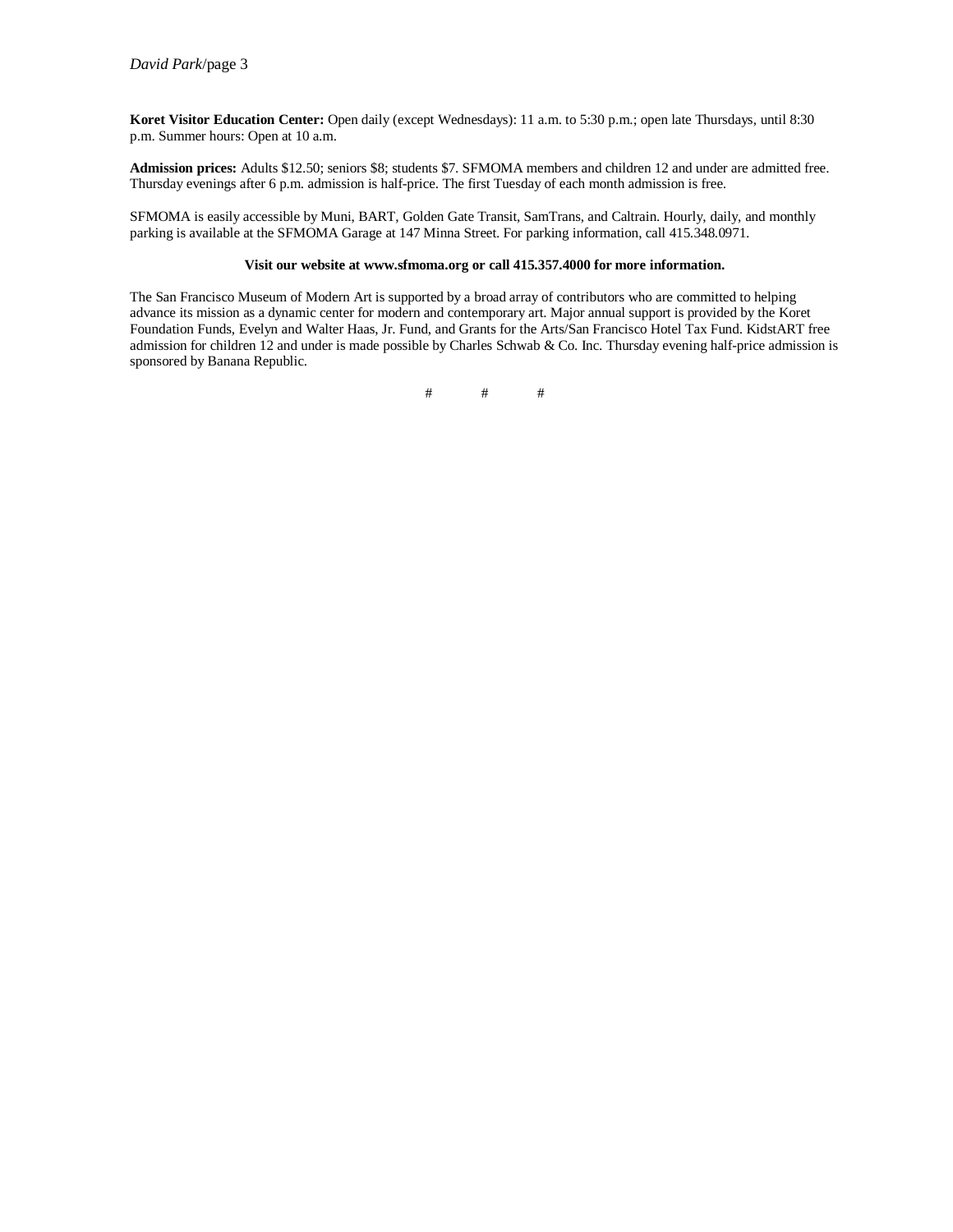**Koret Visitor Education Center:** Open daily (except Wednesdays): 11 a.m. to 5:30 p.m.; open late Thursdays, until 8:30 p.m. Summer hours: Open at 10 a.m.

**Admission prices:** Adults $12.50; seniors $8; students $7. SFMOMA members and children 12 and under are admitted free. Thursday evenings after 6 p.m. admission is half-price. The first Tuesday of each month admission is free.

SFMOMA is easily accessible by Muni, BART, Golden Gate Transit, SamTrans, and Caltrain. Hourly, daily, and monthly parking is available at the SFMOMA Garage at 147 Minna Street. For parking information, call 415.348.0971.

**Visit our website at www.sfmoma.org or call 415.357.4000 for more information.**

The San Francisco Museum of Modern Art is supported by a broad array of contributors who are committed to helping advance its mission as a dynamic center for modern and contemporary art. Major annual support is provided by the Koret Foundation Funds, Evelyn and Walter Haas, Jr. Fund, and Grants for the Arts/San Francisco Hotel Tax Fund. KidstART free admission for children 12 and under is made possible by Charles Schwab & Co. Inc. Thursday evening half-price admission is sponsored by Banana Republic.

# # #